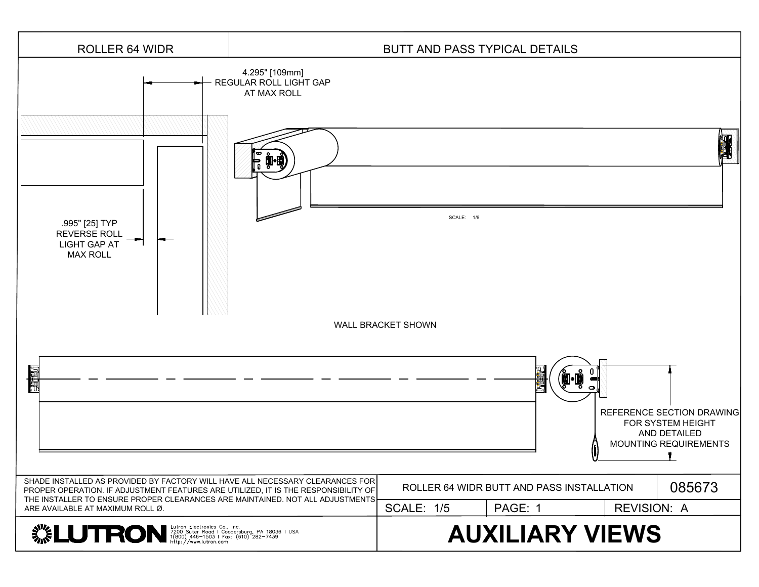# ROLLER 64 WIDR

## BUTT AND PASS TYPICAL DETAILS

4.295" [109mm]
REGULAR ROLL LIGHT GAP
AT MAX ROLL

.995" [25] TYP
REVERSE ROLL
LIGHT GAP AT
MAX ROLL

SCALE: 1/6

WALL BRACKET SHOWN

REFERENCE SECTION DRAWING
FOR SYSTEM HEIGHT
AND DETAILED
MOUNTING REQUIREMENTS

SHADE INSTALLED AS PROVIDED BY FACTORY WILL HAVE ALL NECESSARY CLEARANCES FOR PROPER OPERATION. IF ADJUSTMENT FEATURES ARE UTILIZED, IT IS THE RESPONSIBILITY OF THE INSTALLER TO ENSURE PROPER CLEARANCES ARE MAINTAINED. NOT ALL ADJUSTMENTS ARE AVAILABLE AT MAXIMUM ROLL Ø.

| ROLLER 64 WIDR BUTT AND PASS INSTALLATION | | 085673 |
|---|---|---|
| SCALE: 1/5 | PAGE: 1 | REVISION: A |

LUTRON

Lutron Electronics Co., Inc.
7200 Suter Road | Coopersburg, PA 18036 | USA
1(800) 446-1503 | Fax: (610) 282-7439
http://www.lutron.com

# AUXILIARY VIEWS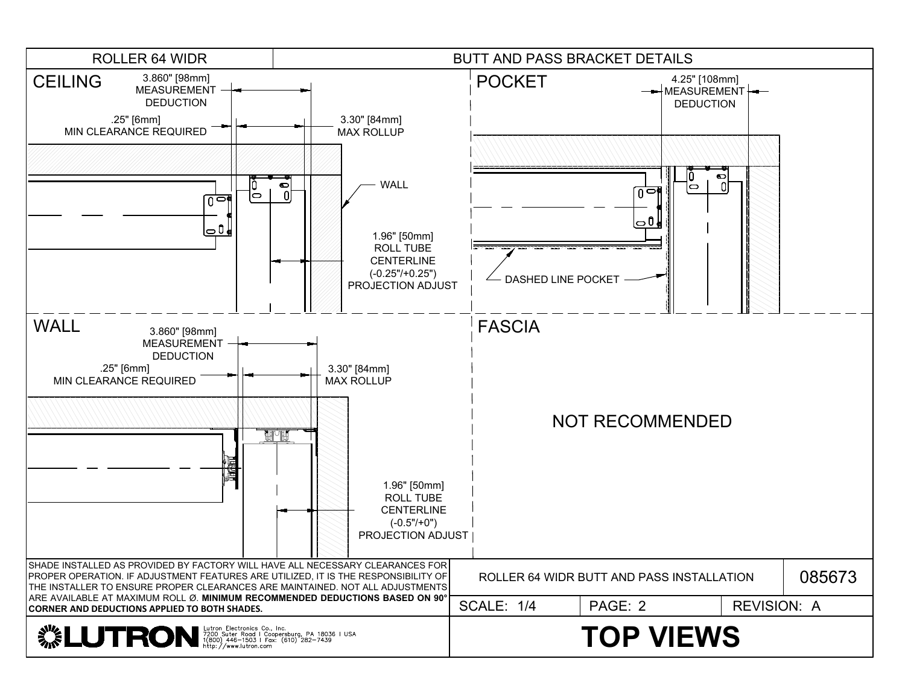ROLLER 64 WIDR

BUTT AND PASS BRACKET DETAILS

## CEILING

3.860" [98mm]
MEASUREMENT
DEDUCTION

.25" [6mm]
MIN CLEARANCE REQUIRED

3.30" [84mm]
MAX ROLLUP

WALL

1.96" [50mm]
ROLL TUBE
CENTERLINE
(-0.25"/+0.25")
PROJECTION ADJUST

## POCKET

4.25" [108mm]
MEASUREMENT
DEDUCTION

DASHED LINE POCKET

## WALL

3.860" [98mm]
MEASUREMENT
DEDUCTION

.25" [6mm]
MIN CLEARANCE REQUIRED

3.30" [84mm]
MAX ROLLUP

1.96" [50mm]
ROLL TUBE
CENTERLINE
(-0.5"/+0")
PROJECTION ADJUST

## FASCIA

NOT RECOMMENDED

SHADE INSTALLED AS PROVIDED BY FACTORY WILL HAVE ALL NECESSARY CLEARANCES FOR PROPER OPERATION. IF ADJUSTMENT FEATURES ARE UTILIZED, IT IS THE RESPONSIBILITY OF THE INSTALLER TO ENSURE PROPER CLEARANCES ARE MAINTAINED. NOT ALL ADJUSTMENTS ARE AVAILABLE AT MAXIMUM ROLL Ø. **MINIMUM RECOMMENDED DEDUCTIONS BASED ON 90° CORNER AND DEDUCTIONS APPLIED TO BOTH SHADES.**

| | |
|---|---|
| ROLLER 64 WIDR BUTT AND PASS INSTALLATION | 085673 |
| SCALE: 1/4 | PAGE: 2 |
| REVISION: A | |

LUTRON

Lutron Electronics Co., Inc.
7200 Suter Road | Coopersburg, PA 18036 | USA
1(800) 446-1503 | Fax: (610) 282-7439
http://www.lutron.com

# TOP VIEWS